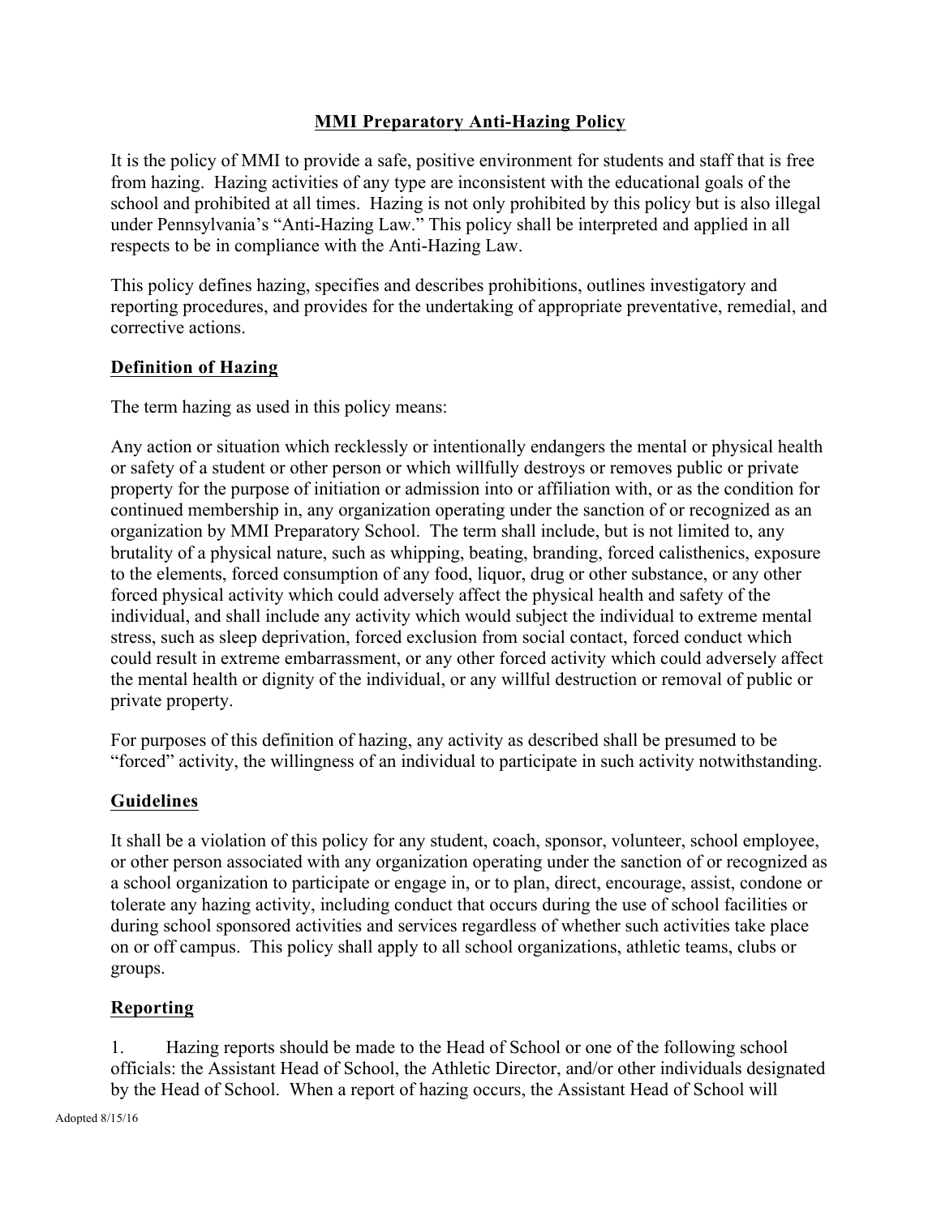# MMI Preparatory Anti-Hazing Policy

It is the policy of MMI to provide a safe, positive environment for students and staff that is free from hazing. Hazing activities of any type are inconsistent with the educational goals of the school and prohibited at all times. Hazing is not only prohibited by this policy but is also illegal under Pennsylvania's "Anti-Hazing Law." This policy shall be interpreted and applied in all respects to be in compliance with the Anti-Hazing Law.

This policy defines hazing, specifies and describes prohibitions, outlines investigatory and reporting procedures, and provides for the undertaking of appropriate preventative, remedial, and corrective actions.

## Definition of Hazing

The term hazing as used in this policy means:

Any action or situation which recklessly or intentionally endangers the mental or physical health or safety of a student or other person or which willfully destroys or removes public or private property for the purpose of initiation or admission into or affiliation with, or as the condition for continued membership in, any organization operating under the sanction of or recognized as an organization by MMI Preparatory School. The term shall include, but is not limited to, any brutality of a physical nature, such as whipping, beating, branding, forced calisthenics, exposure to the elements, forced consumption of any food, liquor, drug or other substance, or any other forced physical activity which could adversely affect the physical health and safety of the individual, and shall include any activity which would subject the individual to extreme mental stress, such as sleep deprivation, forced exclusion from social contact, forced conduct which could result in extreme embarrassment, or any other forced activity which could adversely affect the mental health or dignity of the individual, or any willful destruction or removal of public or private property.

For purposes of this definition of hazing, any activity as described shall be presumed to be "forced" activity, the willingness of an individual to participate in such activity notwithstanding.

## Guidelines

It shall be a violation of this policy for any student, coach, sponsor, volunteer, school employee, or other person associated with any organization operating under the sanction of or recognized as a school organization to participate or engage in, or to plan, direct, encourage, assist, condone or tolerate any hazing activity, including conduct that occurs during the use of school facilities or during school sponsored activities and services regardless of whether such activities take place on or off campus. This policy shall apply to all school organizations, athletic teams, clubs or groups.

## Reporting

1. Hazing reports should be made to the Head of School or one of the following school officials: the Assistant Head of School, the Athletic Director, and/or other individuals designated by the Head of School. When a report of hazing occurs, the Assistant Head of School will

Adopted 8/15/16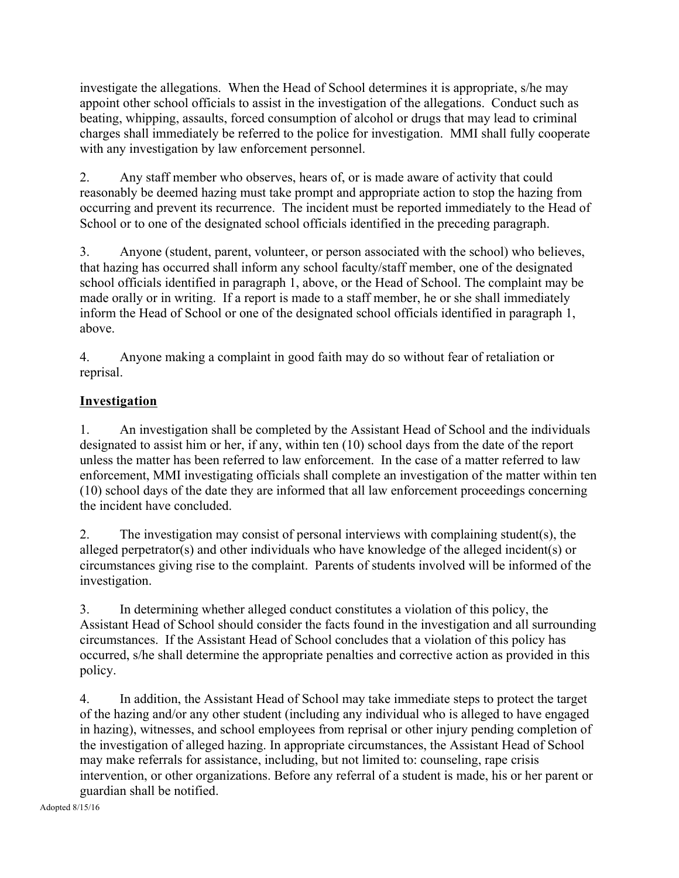investigate the allegations. When the Head of School determines it is appropriate, s/he may appoint other school officials to assist in the investigation of the allegations. Conduct such as beating, whipping, assaults, forced consumption of alcohol or drugs that may lead to criminal charges shall immediately be referred to the police for investigation. MMI shall fully cooperate with any investigation by law enforcement personnel.

2. Any staff member who observes, hears of, or is made aware of activity that could reasonably be deemed hazing must take prompt and appropriate action to stop the hazing from occurring and prevent its recurrence. The incident must be reported immediately to the Head of School or to one of the designated school officials identified in the preceding paragraph.

3. Anyone (student, parent, volunteer, or person associated with the school) who believes, that hazing has occurred shall inform any school faculty/staff member, one of the designated school officials identified in paragraph 1, above, or the Head of School. The complaint may be made orally or in writing. If a report is made to a staff member, he or she shall immediately inform the Head of School or one of the designated school officials identified in paragraph 1, above.

4. Anyone making a complaint in good faith may do so without fear of retaliation or reprisal.

## Investigation

1. An investigation shall be completed by the Assistant Head of School and the individuals designated to assist him or her, if any, within ten (10) school days from the date of the report unless the matter has been referred to law enforcement. In the case of a matter referred to law enforcement, MMI investigating officials shall complete an investigation of the matter within ten (10) school days of the date they are informed that all law enforcement proceedings concerning the incident have concluded.

2. The investigation may consist of personal interviews with complaining student(s), the alleged perpetrator(s) and other individuals who have knowledge of the alleged incident(s) or circumstances giving rise to the complaint. Parents of students involved will be informed of the investigation.

3. In determining whether alleged conduct constitutes a violation of this policy, the Assistant Head of School should consider the facts found in the investigation and all surrounding circumstances. If the Assistant Head of School concludes that a violation of this policy has occurred, s/he shall determine the appropriate penalties and corrective action as provided in this policy.

4. In addition, the Assistant Head of School may take immediate steps to protect the target of the hazing and/or any other student (including any individual who is alleged to have engaged in hazing), witnesses, and school employees from reprisal or other injury pending completion of the investigation of alleged hazing. In appropriate circumstances, the Assistant Head of School may make referrals for assistance, including, but not limited to: counseling, rape crisis intervention, or other organizations. Before any referral of a student is made, his or her parent or guardian shall be notified.

Adopted 8/15/16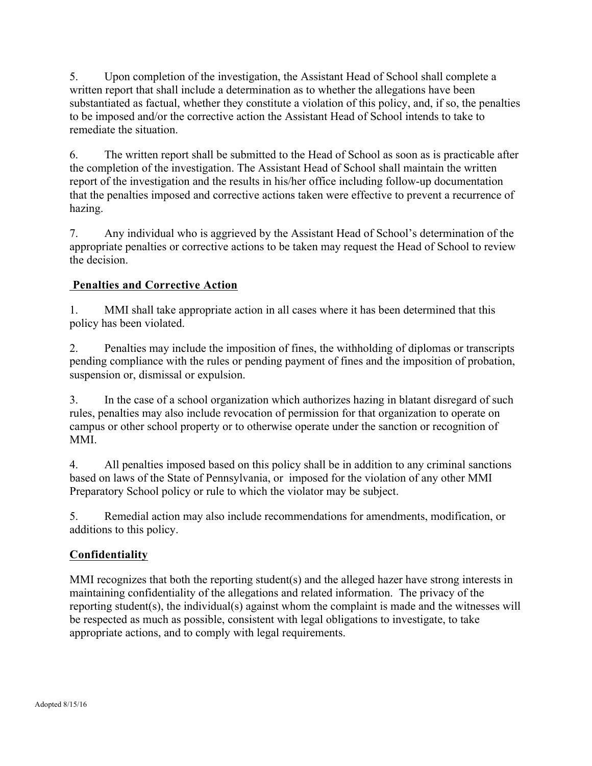5. Upon completion of the investigation, the Assistant Head of School shall complete a written report that shall include a determination as to whether the allegations have been substantiated as factual, whether they constitute a violation of this policy, and, if so, the penalties to be imposed and/or the corrective action the Assistant Head of School intends to take to remediate the situation.

6. The written report shall be submitted to the Head of School as soon as is practicable after the completion of the investigation. The Assistant Head of School shall maintain the written report of the investigation and the results in his/her office including follow-up documentation that the penalties imposed and corrective actions taken were effective to prevent a recurrence of hazing.

7. Any individual who is aggrieved by the Assistant Head of School's determination of the appropriate penalties or corrective actions to be taken may request the Head of School to review the decision.

## Penalties and Corrective Action

1. MMI shall take appropriate action in all cases where it has been determined that this policy has been violated.

2. Penalties may include the imposition of fines, the withholding of diplomas or transcripts pending compliance with the rules or pending payment of fines and the imposition of probation, suspension or, dismissal or expulsion.

3. In the case of a school organization which authorizes hazing in blatant disregard of such rules, penalties may also include revocation of permission for that organization to operate on campus or other school property or to otherwise operate under the sanction or recognition of MMI.

4. All penalties imposed based on this policy shall be in addition to any criminal sanctions based on laws of the State of Pennsylvania, or imposed for the violation of any other MMI Preparatory School policy or rule to which the violator may be subject.

5. Remedial action may also include recommendations for amendments, modification, or additions to this policy.

## Confidentiality

MMI recognizes that both the reporting student(s) and the alleged hazer have strong interests in maintaining confidentiality of the allegations and related information. The privacy of the reporting student(s), the individual(s) against whom the complaint is made and the witnesses will be respected as much as possible, consistent with legal obligations to investigate, to take appropriate actions, and to comply with legal requirements.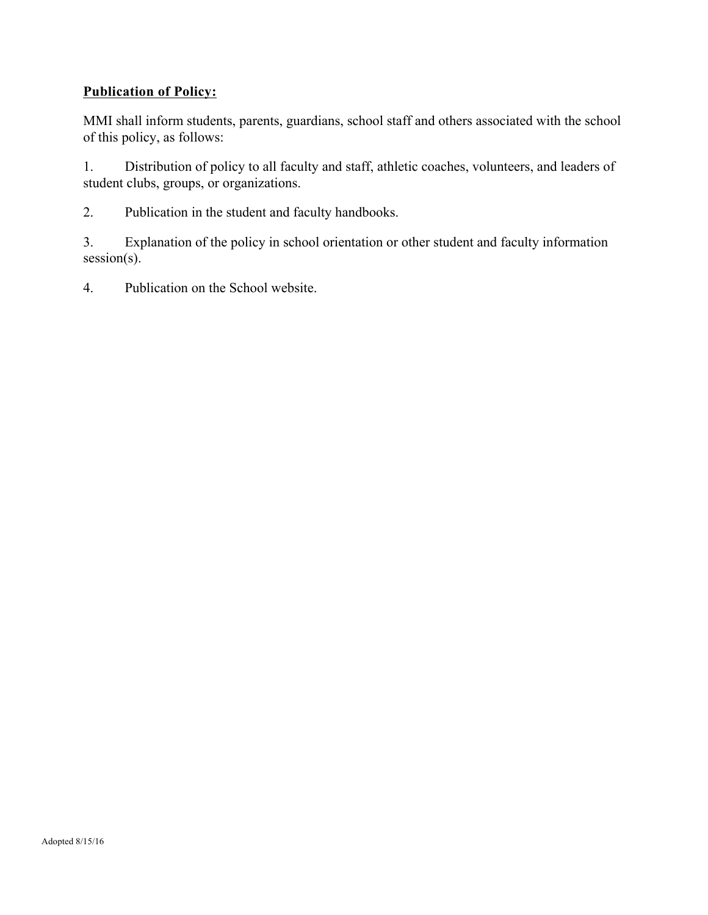**Publication of Policy:**

MMI shall inform students, parents, guardians, school staff and others associated with the school of this policy, as follows:

1. Distribution of policy to all faculty and staff, athletic coaches, volunteers, and leaders of student clubs, groups, or organizations.

2. Publication in the student and faculty handbooks.

3. Explanation of the policy in school orientation or other student and faculty information session(s).

4. Publication on the School website.

Adopted 8/15/16